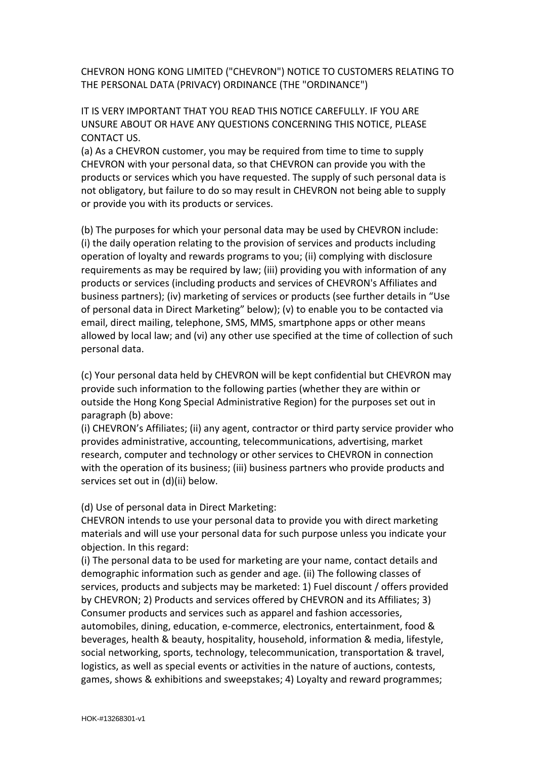CHEVRON HONG KONG LIMITED ("CHEVRON") NOTICE TO CUSTOMERS RELATING TO THE PERSONAL DATA (PRIVACY) ORDINANCE (THE "ORDINANCE")

IT IS VERY IMPORTANT THAT YOU READ THIS NOTICE CAREFULLY. IF YOU ARE UNSURE ABOUT OR HAVE ANY QUESTIONS CONCERNING THIS NOTICE, PLEASE CONTACT US.

(a) As a CHEVRON customer, you may be required from time to time to supply CHEVRON with your personal data, so that CHEVRON can provide you with the products or services which you have requested. The supply of such personal data is not obligatory, but failure to do so may result in CHEVRON not being able to supply or provide you with its products or services.

(b) The purposes for which your personal data may be used by CHEVRON include: (i) the daily operation relating to the provision of services and products including operation of loyalty and rewards programs to you; (ii) complying with disclosure requirements as may be required by law; (iii) providing you with information of any products or services (including products and services of CHEVRON's Affiliates and business partners); (iv) marketing of services or products (see further details in “Use of personal data in Direct Marketing” below); (v) to enable you to be contacted via email, direct mailing, telephone, SMS, MMS, smartphone apps or other means allowed by local law; and (vi) any other use specified at the time of collection of such personal data.

(c) Your personal data held by CHEVRON will be kept confidential but CHEVRON may provide such information to the following parties (whether they are within or outside the Hong Kong Special Administrative Region) for the purposes set out in paragraph (b) above:
(i) CHEVRON’s Affiliates; (ii) any agent, contractor or third party service provider who provides administrative, accounting, telecommunications, advertising, market research, computer and technology or other services to CHEVRON in connection with the operation of its business; (iii) business partners who provide products and services set out in (d)(ii) below.

(d) Use of personal data in Direct Marketing:
CHEVRON intends to use your personal data to provide you with direct marketing materials and will use your personal data for such purpose unless you indicate your objection. In this regard:
(i) The personal data to be used for marketing are your name, contact details and demographic information such as gender and age. (ii) The following classes of services, products and subjects may be marketed: 1) Fuel discount / offers provided by CHEVRON; 2) Products and services offered by CHEVRON and its Affiliates; 3) Consumer products and services such as apparel and fashion accessories, automobiles, dining, education, e-commerce, electronics, entertainment, food & beverages, health & beauty, hospitality, household, information & media, lifestyle, social networking, sports, technology, telecommunication, transportation & travel, logistics, as well as special events or activities in the nature of auctions, contests, games, shows & exhibitions and sweepstakes; 4) Loyalty and reward programmes;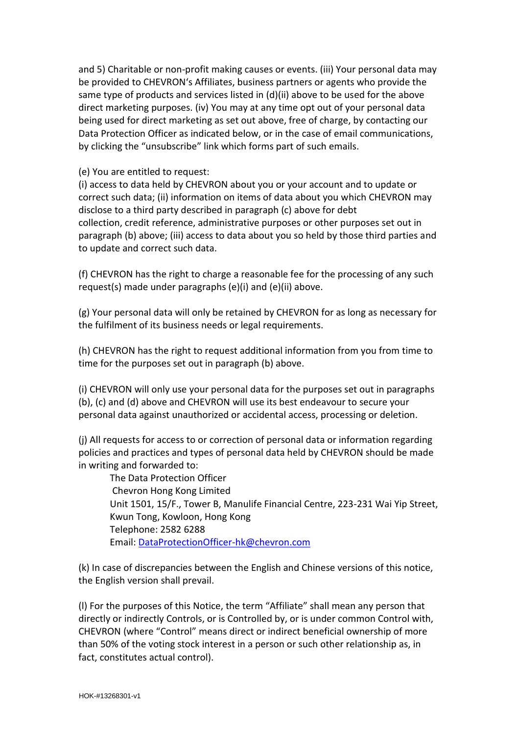and 5) Charitable or non-profit making causes or events. (iii) Your personal data may be provided to CHEVRON's Affiliates, business partners or agents who provide the same type of products and services listed in (d)(ii) above to be used for the above direct marketing purposes. (iv) You may at any time opt out of your personal data being used for direct marketing as set out above, free of charge, by contacting our Data Protection Officer as indicated below, or in the case of email communications, by clicking the "unsubscribe" link which forms part of such emails.

(e) You are entitled to request:
(i) access to data held by CHEVRON about you or your account and to update or correct such data; (ii) information on items of data about you which CHEVRON may disclose to a third party described in paragraph (c) above for debt collection, credit reference, administrative purposes or other purposes set out in paragraph (b) above; (iii) access to data about you so held by those third parties and to update and correct such data.

(f) CHEVRON has the right to charge a reasonable fee for the processing of any such request(s) made under paragraphs (e)(i) and (e)(ii) above.

(g) Your personal data will only be retained by CHEVRON for as long as necessary for the fulfilment of its business needs or legal requirements.

(h) CHEVRON has the right to request additional information from you from time to time for the purposes set out in paragraph (b) above.

(i) CHEVRON will only use your personal data for the purposes set out in paragraphs (b), (c) and (d) above and CHEVRON will use its best endeavour to secure your personal data against unauthorized or accidental access, processing or deletion.

(j) All requests for access to or correction of personal data or information regarding policies and practices and types of personal data held by CHEVRON should be made in writing and forwarded to:

The Data Protection Officer
Chevron Hong Kong Limited
Unit 1501, 15/F., Tower B, Manulife Financial Centre, 223-231 Wai Yip Street, Kwun Tong, Kowloon, Hong Kong
Telephone: 2582 6288
Email: DataProtectionOfficer-hk@chevron.com

(k) In case of discrepancies between the English and Chinese versions of this notice, the English version shall prevail.

(l) For the purposes of this Notice, the term "Affiliate" shall mean any person that directly or indirectly Controls, or is Controlled by, or is under common Control with, CHEVRON (where "Control" means direct or indirect beneficial ownership of more than 50% of the voting stock interest in a person or such other relationship as, in fact, constitutes actual control).

HOK-#13268301-v1